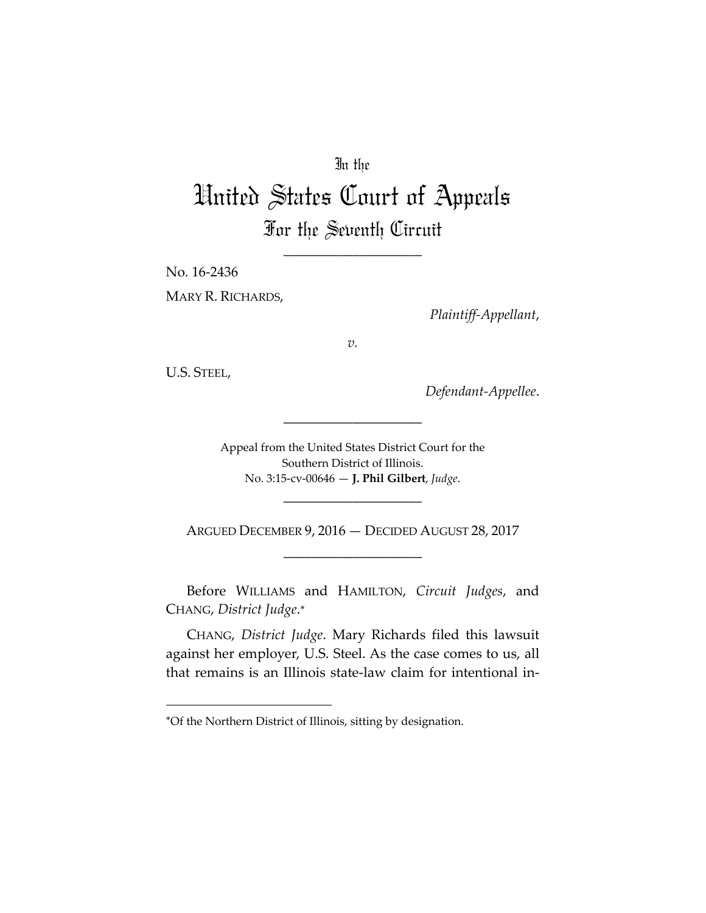In the

# United States Court of Appeals

## For the Seventh Circuit

---

No. 16-2436

MARY R. RICHARDS,

*Plaintiff-Appellant*,

*v.*

U.S. STEEL,

*Defendant-Appellee*.

---

Appeal from the United States District Court for the Southern District of Illinois.
No. 3:15-cv-00646 — **J. Phil Gilbert**, *Judge*.

---

ARGUED DECEMBER 9, 2016 — DECIDED AUGUST 28, 2017

---

Before WILLIAMS and HAMILTON, *Circuit Judges*, and CHANG, *District Judge*.*

CHANG, *District Judge*. Mary Richards filed this lawsuit against her employer, U.S. Steel. As the case comes to us, all that remains is an Illinois state-law claim for intentional in-

---

*Of the Northern District of Illinois, sitting by designation.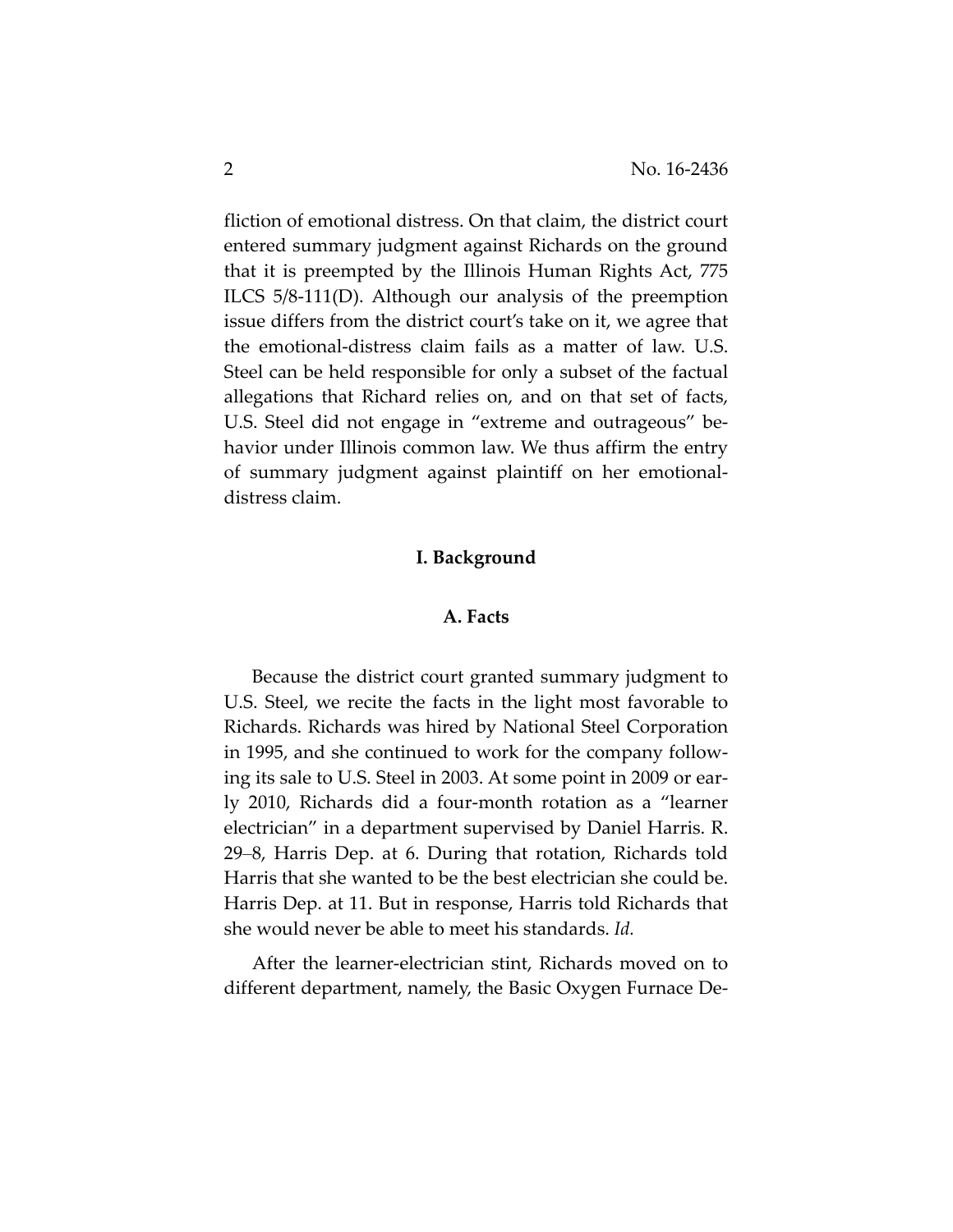fliction of emotional distress. On that claim, the district court entered summary judgment against Richards on the ground that it is preempted by the Illinois Human Rights Act, 775 ILCS 5/8-111(D). Although our analysis of the preemption issue differs from the district court's take on it, we agree that the emotional-distress claim fails as a matter of law. U.S. Steel can be held responsible for only a subset of the factual allegations that Richard relies on, and on that set of facts, U.S. Steel did not engage in "extreme and outrageous" behavior under Illinois common law. We thus affirm the entry of summary judgment against plaintiff on her emotional-distress claim.

## I. Background

### A. Facts

Because the district court granted summary judgment to U.S. Steel, we recite the facts in the light most favorable to Richards. Richards was hired by National Steel Corporation in 1995, and she continued to work for the company following its sale to U.S. Steel in 2003. At some point in 2009 or early 2010, Richards did a four-month rotation as a "learner electrician" in a department supervised by Daniel Harris. R. 29–8, Harris Dep. at 6. During that rotation, Richards told Harris that she wanted to be the best electrician she could be. Harris Dep. at 11. But in response, Harris told Richards that she would never be able to meet his standards. *Id.*

After the learner-electrician stint, Richards moved on to different department, namely, the Basic Oxygen Furnace De-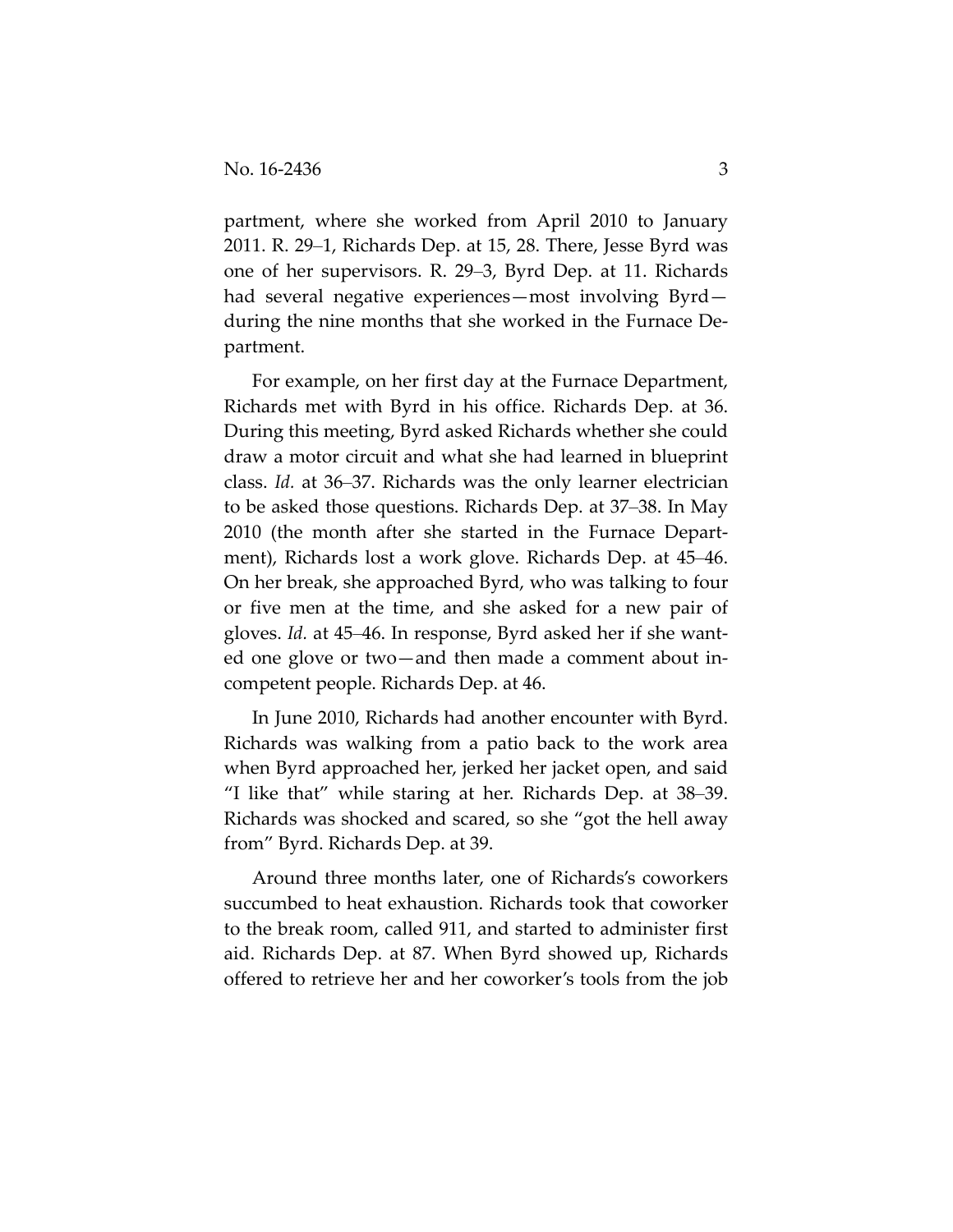partment, where she worked from April 2010 to January 2011. R. 29–1, Richards Dep. at 15, 28. There, Jesse Byrd was one of her supervisors. R. 29–3, Byrd Dep. at 11. Richards had several negative experiences—most involving Byrd—during the nine months that she worked in the Furnace Department.

For example, on her first day at the Furnace Department, Richards met with Byrd in his office. Richards Dep. at 36. During this meeting, Byrd asked Richards whether she could draw a motor circuit and what she had learned in blueprint class. *Id.* at 36–37. Richards was the only learner electrician to be asked those questions. Richards Dep. at 37–38. In May 2010 (the month after she started in the Furnace Department), Richards lost a work glove. Richards Dep. at 45–46. On her break, she approached Byrd, who was talking to four or five men at the time, and she asked for a new pair of gloves. *Id.* at 45–46. In response, Byrd asked her if she wanted one glove or two—and then made a comment about incompetent people. Richards Dep. at 46.

In June 2010, Richards had another encounter with Byrd. Richards was walking from a patio back to the work area when Byrd approached her, jerked her jacket open, and said "I like that" while staring at her. Richards Dep. at 38–39. Richards was shocked and scared, so she "got the hell away from" Byrd. Richards Dep. at 39.

Around three months later, one of Richards's coworkers succumbed to heat exhaustion. Richards took that coworker to the break room, called 911, and started to administer first aid. Richards Dep. at 87. When Byrd showed up, Richards offered to retrieve her and her coworker's tools from the job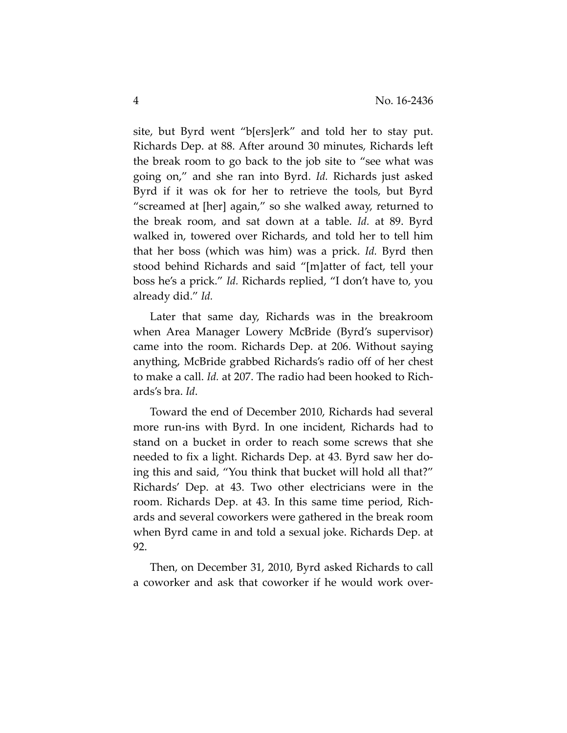site, but Byrd went "b[ers]erk" and told her to stay put. Richards Dep. at 88. After around 30 minutes, Richards left the break room to go back to the job site to "see what was going on," and she ran into Byrd. *Id.* Richards just asked Byrd if it was ok for her to retrieve the tools, but Byrd "screamed at [her] again," so she walked away, returned to the break room, and sat down at a table. *Id.* at 89. Byrd walked in, towered over Richards, and told her to tell him that her boss (which was him) was a prick. *Id.* Byrd then stood behind Richards and said "[m]atter of fact, tell your boss he's a prick." *Id.* Richards replied, "I don't have to, you already did." *Id.*

Later that same day, Richards was in the breakroom when Area Manager Lowery McBride (Byrd's supervisor) came into the room. Richards Dep. at 206. Without saying anything, McBride grabbed Richards's radio off of her chest to make a call. *Id.* at 207. The radio had been hooked to Richards's bra. *Id*.

Toward the end of December 2010, Richards had several more run-ins with Byrd. In one incident, Richards had to stand on a bucket in order to reach some screws that she needed to fix a light. Richards Dep. at 43. Byrd saw her doing this and said, "You think that bucket will hold all that?" Richards' Dep. at 43. Two other electricians were in the room. Richards Dep. at 43. In this same time period, Richards and several coworkers were gathered in the break room when Byrd came in and told a sexual joke. Richards Dep. at 92.

Then, on December 31, 2010, Byrd asked Richards to call a coworker and ask that coworker if he would work over-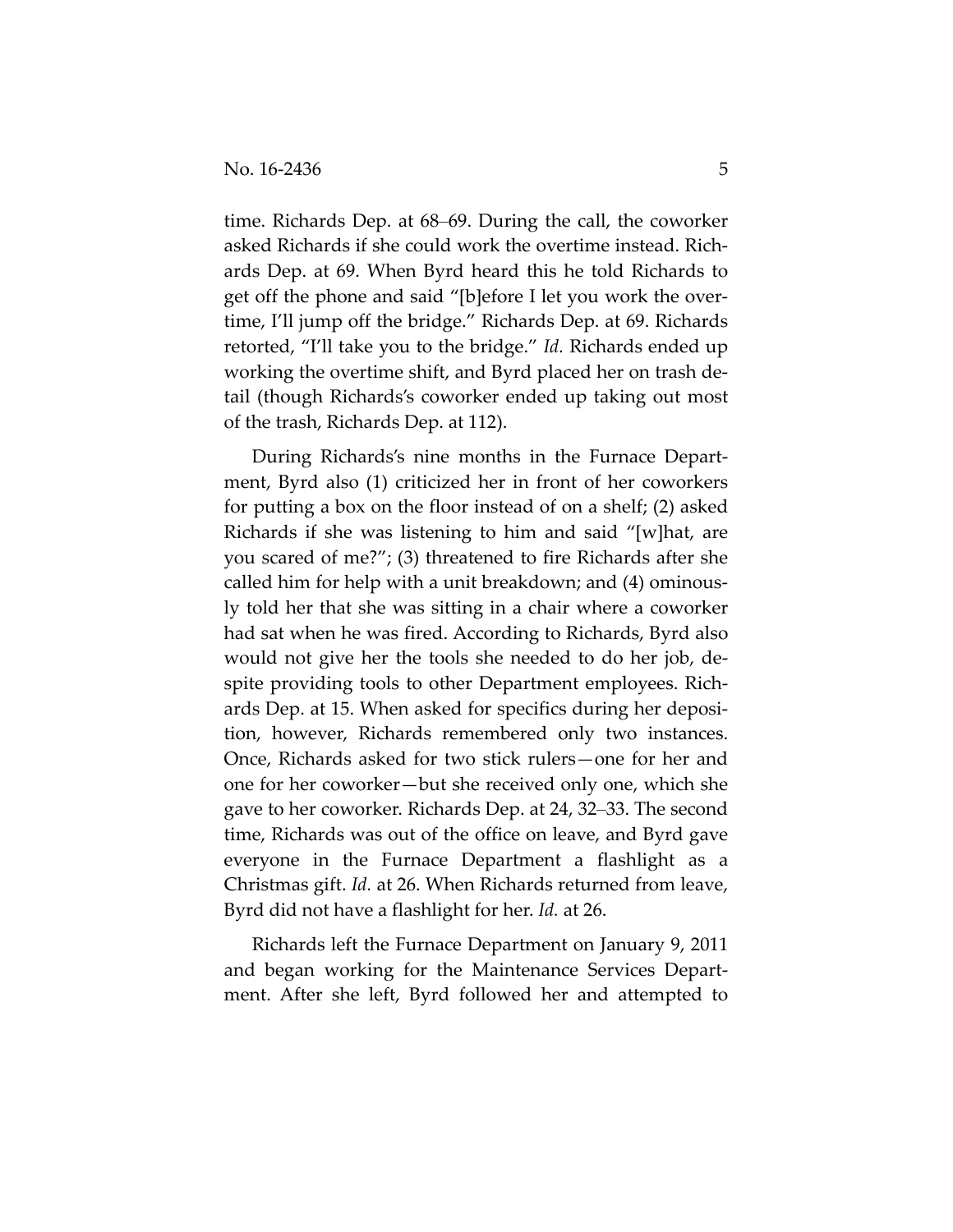time. Richards Dep. at 68–69. During the call, the coworker asked Richards if she could work the overtime instead. Richards Dep. at 69. When Byrd heard this he told Richards to get off the phone and said "[b]efore I let you work the overtime, I'll jump off the bridge." Richards Dep. at 69. Richards retorted, "I'll take you to the bridge." *Id.* Richards ended up working the overtime shift, and Byrd placed her on trash detail (though Richards's coworker ended up taking out most of the trash, Richards Dep. at 112).

During Richards's nine months in the Furnace Department, Byrd also (1) criticized her in front of her coworkers for putting a box on the floor instead of on a shelf; (2) asked Richards if she was listening to him and said "[w]hat, are you scared of me?"; (3) threatened to fire Richards after she called him for help with a unit breakdown; and (4) ominously told her that she was sitting in a chair where a coworker had sat when he was fired. According to Richards, Byrd also would not give her the tools she needed to do her job, despite providing tools to other Department employees. Richards Dep. at 15. When asked for specifics during her deposition, however, Richards remembered only two instances. Once, Richards asked for two stick rulers—one for her and one for her coworker—but she received only one, which she gave to her coworker. Richards Dep. at 24, 32–33. The second time, Richards was out of the office on leave, and Byrd gave everyone in the Furnace Department a flashlight as a Christmas gift. *Id.* at 26. When Richards returned from leave, Byrd did not have a flashlight for her. *Id.* at 26.

Richards left the Furnace Department on January 9, 2011 and began working for the Maintenance Services Department. After she left, Byrd followed her and attempted to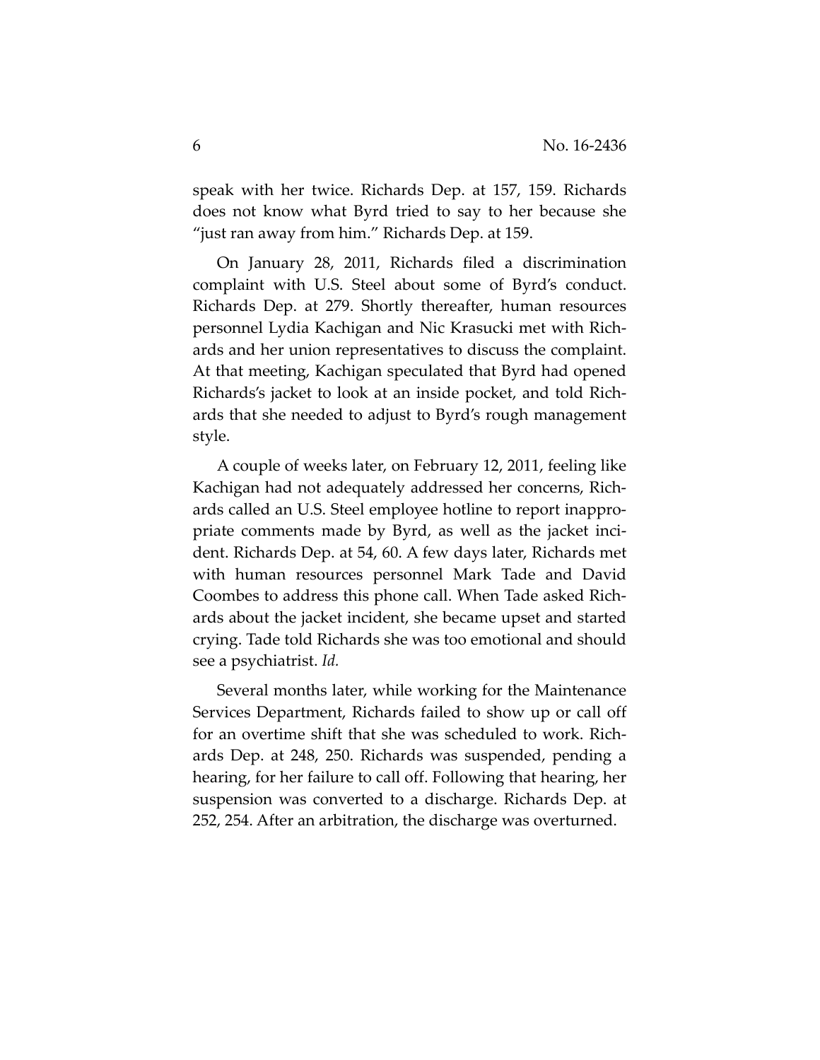speak with her twice. Richards Dep. at 157, 159. Richards does not know what Byrd tried to say to her because she "just ran away from him." Richards Dep. at 159.

On January 28, 2011, Richards filed a discrimination complaint with U.S. Steel about some of Byrd's conduct. Richards Dep. at 279. Shortly thereafter, human resources personnel Lydia Kachigan and Nic Krasucki met with Richards and her union representatives to discuss the complaint. At that meeting, Kachigan speculated that Byrd had opened Richards's jacket to look at an inside pocket, and told Richards that she needed to adjust to Byrd's rough management style.

A couple of weeks later, on February 12, 2011, feeling like Kachigan had not adequately addressed her concerns, Richards called an U.S. Steel employee hotline to report inappropriate comments made by Byrd, as well as the jacket incident. Richards Dep. at 54, 60. A few days later, Richards met with human resources personnel Mark Tade and David Coombes to address this phone call. When Tade asked Richards about the jacket incident, she became upset and started crying. Tade told Richards she was too emotional and should see a psychiatrist. *Id.*

Several months later, while working for the Maintenance Services Department, Richards failed to show up or call off for an overtime shift that she was scheduled to work. Richards Dep. at 248, 250. Richards was suspended, pending a hearing, for her failure to call off. Following that hearing, her suspension was converted to a discharge. Richards Dep. at 252, 254. After an arbitration, the discharge was overturned.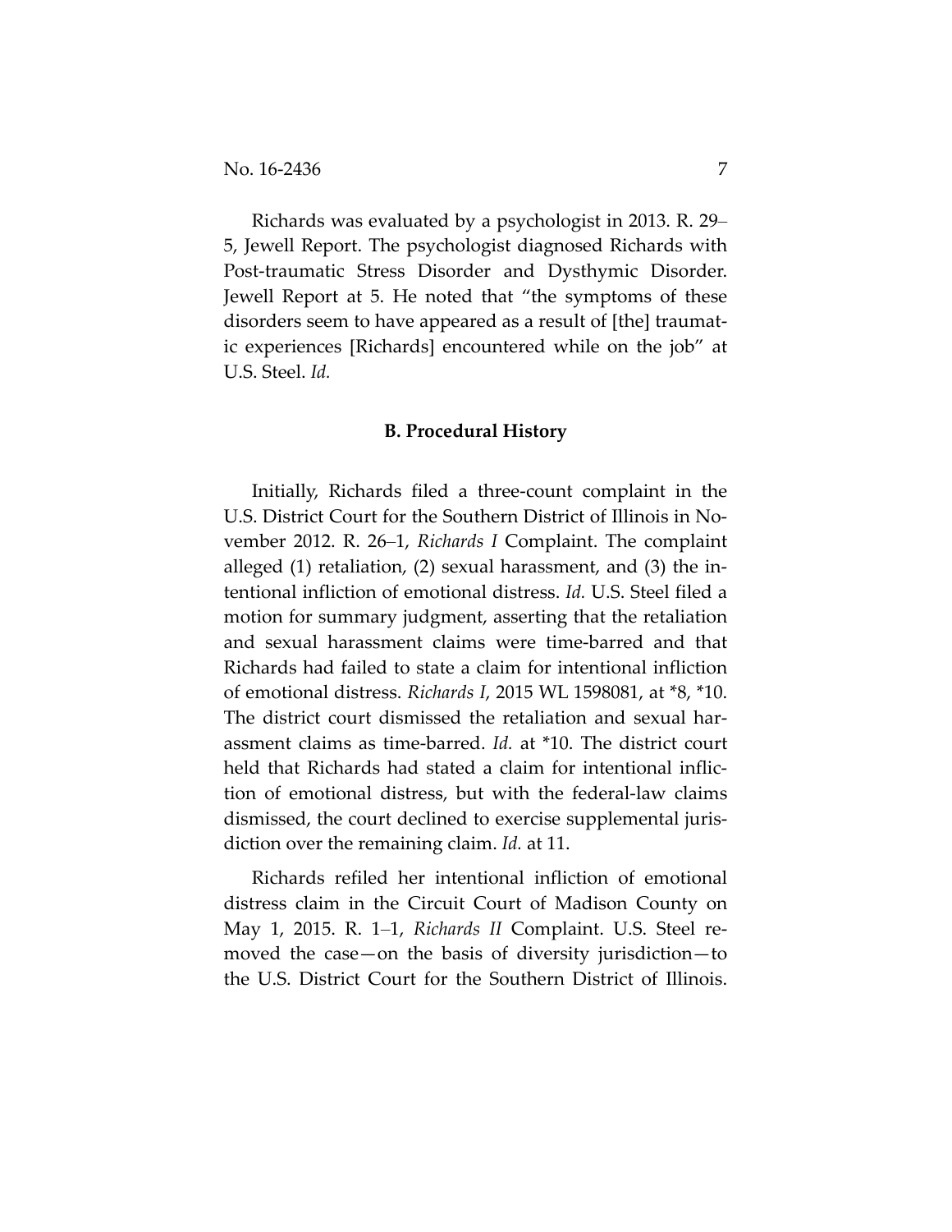Richards was evaluated by a psychologist in 2013. R. 29–5, Jewell Report. The psychologist diagnosed Richards with Post-traumatic Stress Disorder and Dysthymic Disorder. Jewell Report at 5. He noted that "the symptoms of these disorders seem to have appeared as a result of [the] traumatic experiences [Richards] encountered while on the job" at U.S. Steel. *Id.*

### B. Procedural History

Initially, Richards filed a three-count complaint in the U.S. District Court for the Southern District of Illinois in November 2012. R. 26–1, *Richards I* Complaint. The complaint alleged (1) retaliation, (2) sexual harassment, and (3) the intentional infliction of emotional distress. *Id.* U.S. Steel filed a motion for summary judgment, asserting that the retaliation and sexual harassment claims were time-barred and that Richards had failed to state a claim for intentional infliction of emotional distress. *Richards I*, 2015 WL 1598081, at *8, *10. The district court dismissed the retaliation and sexual harassment claims as time-barred. *Id.* at *10. The district court held that Richards had stated a claim for intentional infliction of emotional distress, but with the federal-law claims dismissed, the court declined to exercise supplemental jurisdiction over the remaining claim. *Id.* at 11.

Richards refiled her intentional infliction of emotional distress claim in the Circuit Court of Madison County on May 1, 2015. R. 1–1, *Richards II* Complaint. U.S. Steel removed the case—on the basis of diversity jurisdiction—to the U.S. District Court for the Southern District of Illinois.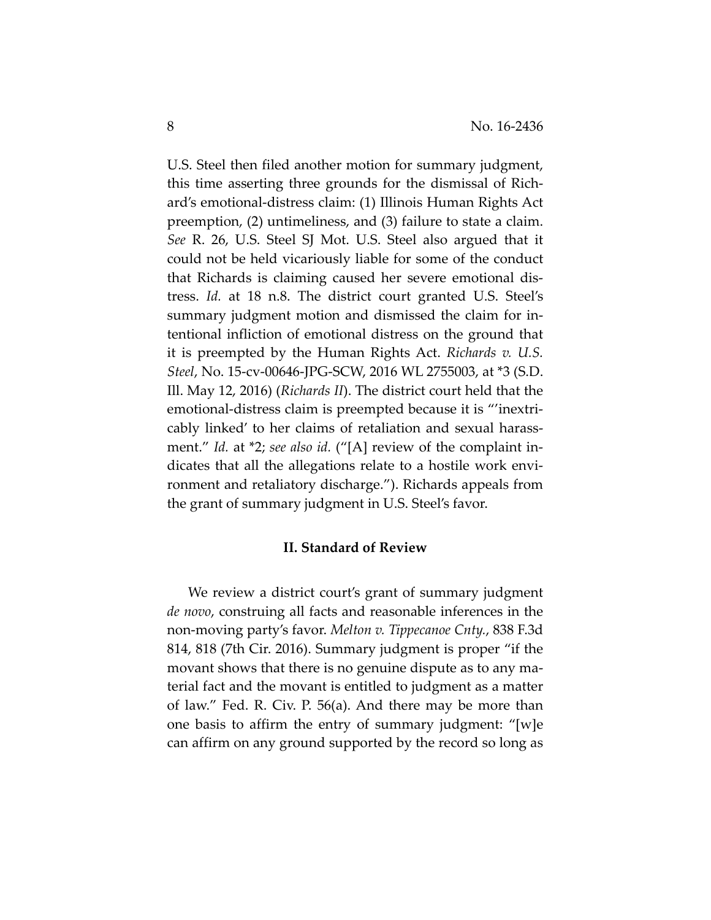U.S. Steel then filed another motion for summary judgment, this time asserting three grounds for the dismissal of Richard's emotional-distress claim: (1) Illinois Human Rights Act preemption, (2) untimeliness, and (3) failure to state a claim. *See* R. 26, U.S. Steel SJ Mot. U.S. Steel also argued that it could not be held vicariously liable for some of the conduct that Richards is claiming caused her severe emotional distress. *Id.* at 18 n.8. The district court granted U.S. Steel's summary judgment motion and dismissed the claim for intentional infliction of emotional distress on the ground that it is preempted by the Human Rights Act. *Richards v. U.S. Steel*, No. 15-cv-00646-JPG-SCW, 2016 WL 2755003, at *3 (S.D. Ill. May 12, 2016) (*Richards II*). The district court held that the emotional-distress claim is preempted because it is "'inextricably linked' to her claims of retaliation and sexual harassment." *Id.* at *2; *see also id.* ("[A] review of the complaint indicates that all the allegations relate to a hostile work environment and retaliatory discharge."). Richards appeals from the grant of summary judgment in U.S. Steel's favor.

## II. Standard of Review

We review a district court's grant of summary judgment *de novo*, construing all facts and reasonable inferences in the non-moving party's favor. *Melton v. Tippecanoe Cnty.*, 838 F.3d 814, 818 (7th Cir. 2016). Summary judgment is proper "if the movant shows that there is no genuine dispute as to any material fact and the movant is entitled to judgment as a matter of law." Fed. R. Civ. P. 56(a). And there may be more than one basis to affirm the entry of summary judgment: "[w]e can affirm on any ground supported by the record so long as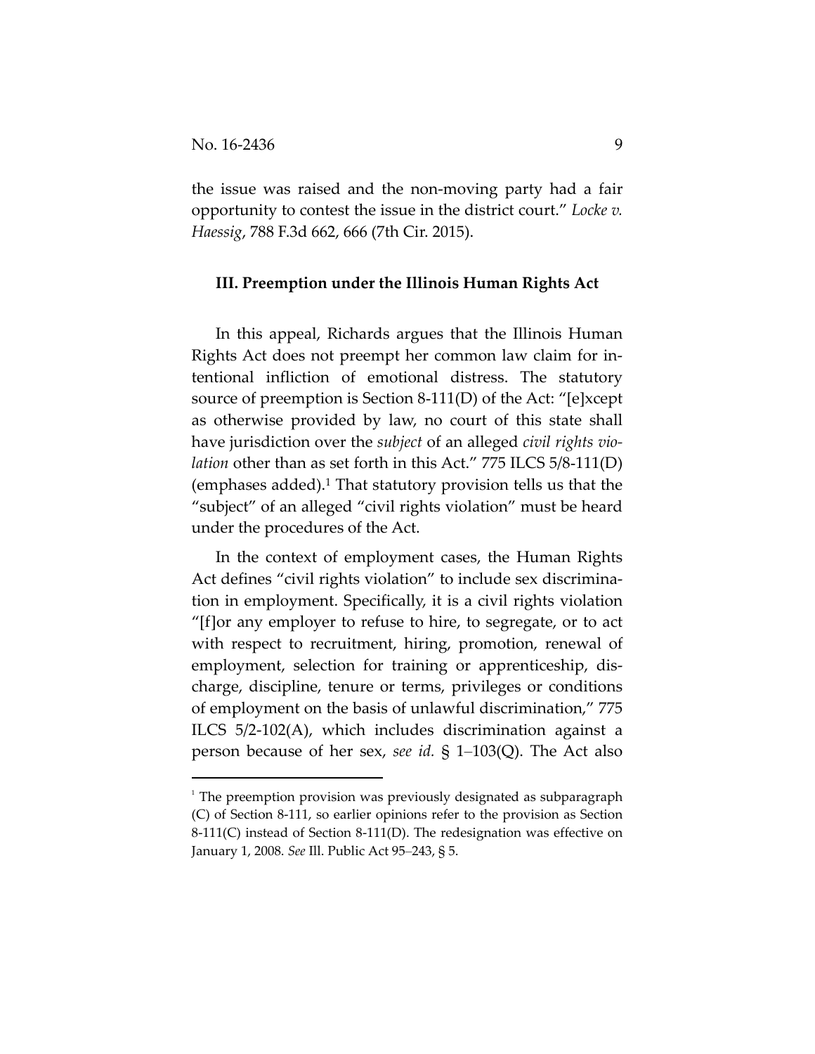the issue was raised and the non-moving party had a fair opportunity to contest the issue in the district court." *Locke v. Haessig*, 788 F.3d 662, 666 (7th Cir. 2015).

### III. Preemption under the Illinois Human Rights Act

In this appeal, Richards argues that the Illinois Human Rights Act does not preempt her common law claim for intentional infliction of emotional distress. The statutory source of preemption is Section 8-111(D) of the Act: "[e]xcept as otherwise provided by law, no court of this state shall have jurisdiction over the *subject* of an alleged *civil rights violation* other than as set forth in this Act." 775 ILCS 5/8-111(D) (emphases added).[1] That statutory provision tells us that the "subject" of an alleged "civil rights violation" must be heard under the procedures of the Act.

In the context of employment cases, the Human Rights Act defines "civil rights violation" to include sex discrimination in employment. Specifically, it is a civil rights violation "[f]or any employer to refuse to hire, to segregate, or to act with respect to recruitment, hiring, promotion, renewal of employment, selection for training or apprenticeship, discharge, discipline, tenure or terms, privileges or conditions of employment on the basis of unlawful discrimination," 775 ILCS 5/2-102(A), which includes discrimination against a person because of her sex, *see id.* § 1–103(Q). The Act also

---

[1] The preemption provision was previously designated as subparagraph (C) of Section 8-111, so earlier opinions refer to the provision as Section 8-111(C) instead of Section 8-111(D). The redesignation was effective on January 1, 2008. *See* Ill. Public Act 95–243, § 5.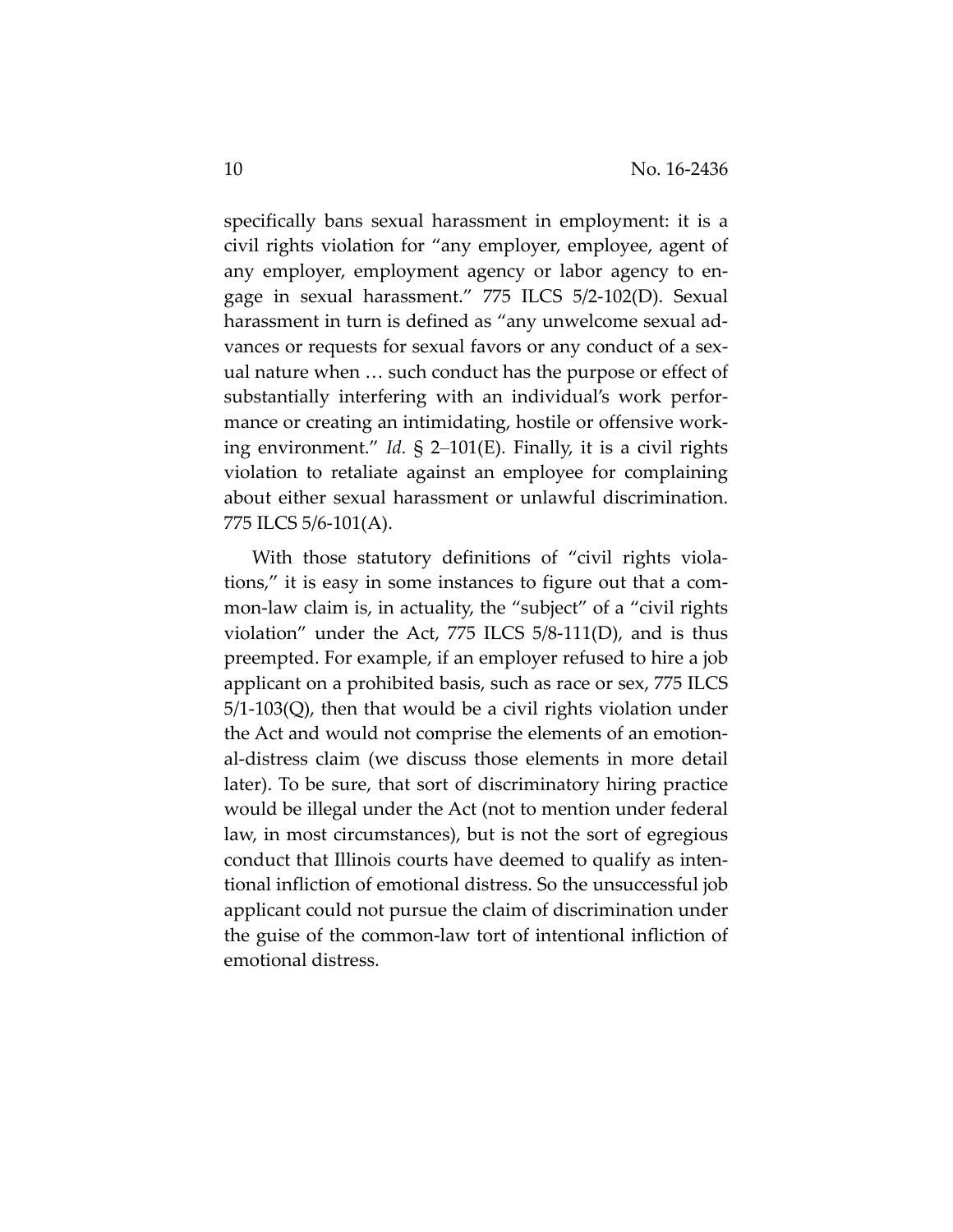specifically bans sexual harassment in employment: it is a civil rights violation for "any employer, employee, agent of any employer, employment agency or labor agency to engage in sexual harassment." 775 ILCS 5/2-102(D). Sexual harassment in turn is defined as "any unwelcome sexual advances or requests for sexual favors or any conduct of a sexual nature when … such conduct has the purpose or effect of substantially interfering with an individual's work performance or creating an intimidating, hostile or offensive working environment." *Id.* § 2–101(E). Finally, it is a civil rights violation to retaliate against an employee for complaining about either sexual harassment or unlawful discrimination. 775 ILCS 5/6-101(A).

With those statutory definitions of "civil rights violations," it is easy in some instances to figure out that a common-law claim is, in actuality, the "subject" of a "civil rights violation" under the Act, 775 ILCS 5/8-111(D), and is thus preempted. For example, if an employer refused to hire a job applicant on a prohibited basis, such as race or sex, 775 ILCS 5/1-103(Q), then that would be a civil rights violation under the Act and would not comprise the elements of an emotional-distress claim (we discuss those elements in more detail later). To be sure, that sort of discriminatory hiring practice would be illegal under the Act (not to mention under federal law, in most circumstances), but is not the sort of egregious conduct that Illinois courts have deemed to qualify as intentional infliction of emotional distress. So the unsuccessful job applicant could not pursue the claim of discrimination under the guise of the common-law tort of intentional infliction of emotional distress.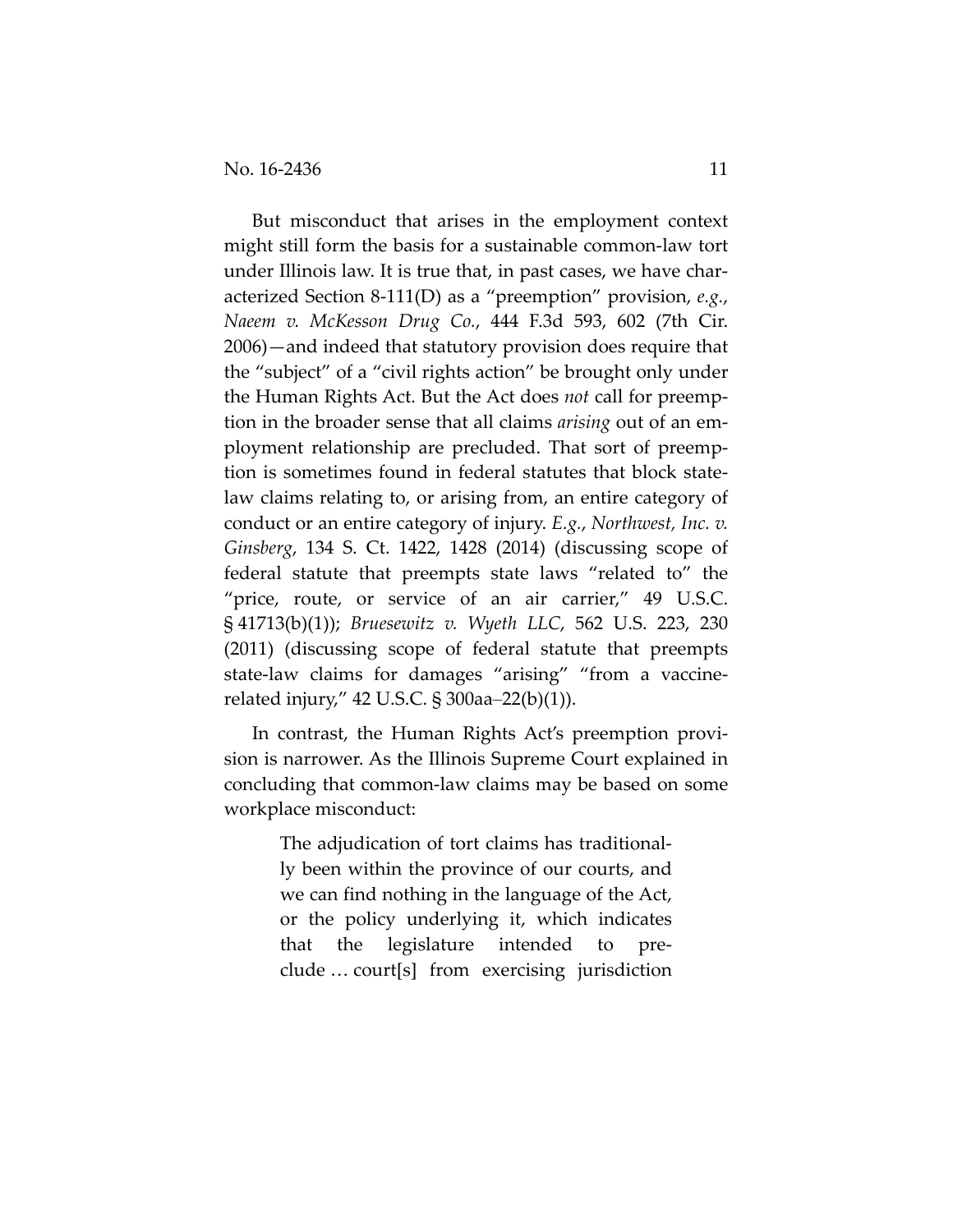But misconduct that arises in the employment context might still form the basis for a sustainable common-law tort under Illinois law. It is true that, in past cases, we have characterized Section 8-111(D) as a "preemption" provision, *e.g.*, *Naeem v. McKesson Drug Co.*, 444 F.3d 593, 602 (7th Cir. 2006)—and indeed that statutory provision does require that the "subject" of a "civil rights action" be brought only under the Human Rights Act. But the Act does *not* call for preemption in the broader sense that all claims *arising* out of an employment relationship are precluded. That sort of preemption is sometimes found in federal statutes that block state-law claims relating to, or arising from, an entire category of conduct or an entire category of injury. *E.g.*, *Northwest, Inc. v. Ginsberg*, 134 S. Ct. 1422, 1428 (2014) (discussing scope of federal statute that preempts state laws "related to" the "price, route, or service of an air carrier," 49 U.S.C. § 41713(b)(1)); *Bruesewitz v. Wyeth LLC*, 562 U.S. 223, 230 (2011) (discussing scope of federal statute that preempts state-law claims for damages "arising" "from a vaccine-related injury," 42 U.S.C. § 300aa–22(b)(1)).

In contrast, the Human Rights Act's preemption provision is narrower. As the Illinois Supreme Court explained in concluding that common-law claims may be based on some workplace misconduct:

> The adjudication of tort claims has traditionally been within the province of our courts, and we can find nothing in the language of the Act, or the policy underlying it, which indicates that the legislature intended to preclude … court[s] from exercising jurisdiction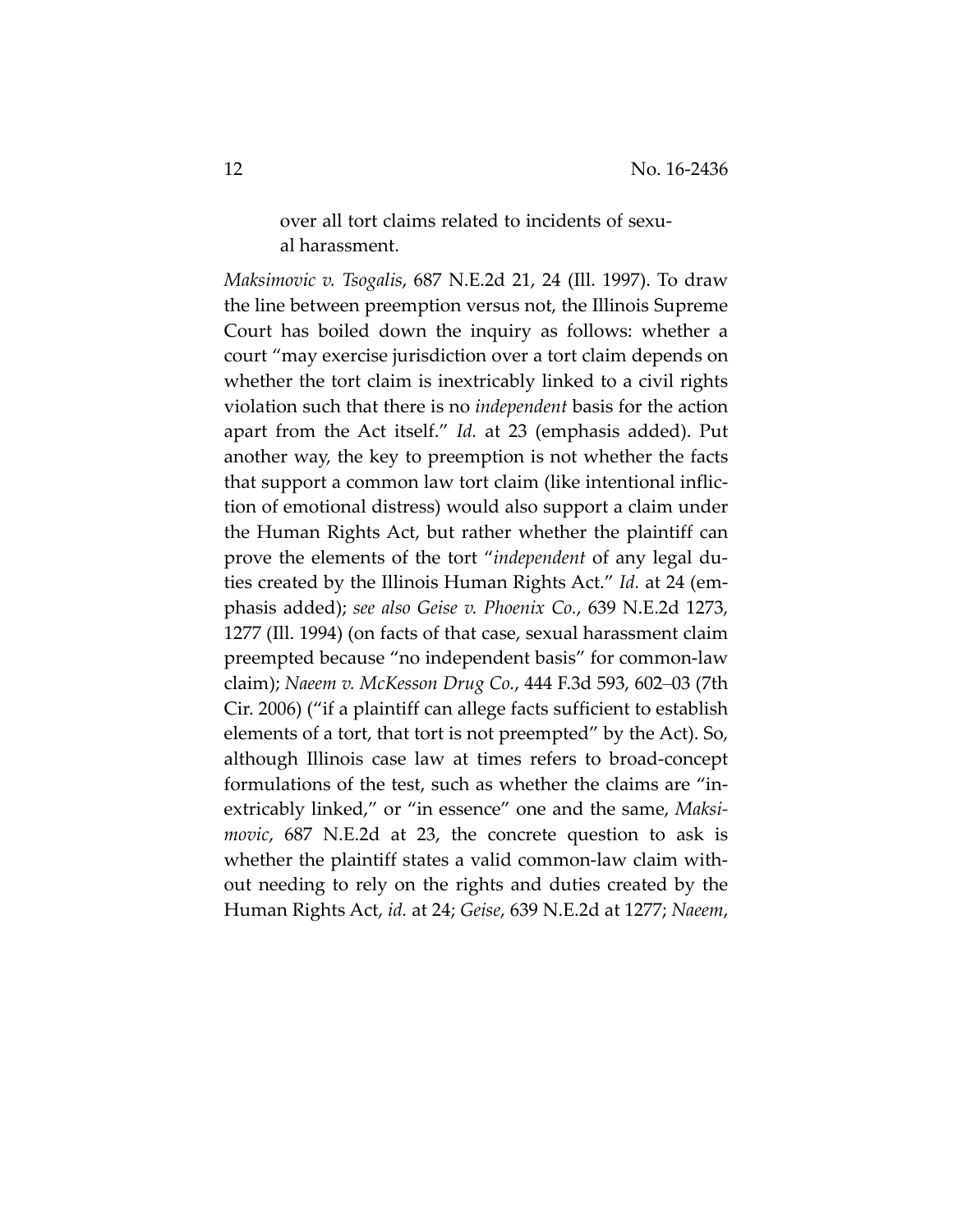> over all tort claims related to incidents of sexual harassment.

*Maksimovic v. Tsogalis*, 687 N.E.2d 21, 24 (Ill. 1997). To draw the line between preemption versus not, the Illinois Supreme Court has boiled down the inquiry as follows: whether a court "may exercise jurisdiction over a tort claim depends on whether the tort claim is inextricably linked to a civil rights violation such that there is no *independent* basis for the action apart from the Act itself." *Id.* at 23 (emphasis added). Put another way, the key to preemption is not whether the facts that support a common law tort claim (like intentional infliction of emotional distress) would also support a claim under the Human Rights Act, but rather whether the plaintiff can prove the elements of the tort "*independent* of any legal duties created by the Illinois Human Rights Act." *Id.* at 24 (emphasis added); *see also Geise v. Phoenix Co.*, 639 N.E.2d 1273, 1277 (Ill. 1994) (on facts of that case, sexual harassment claim preempted because "no independent basis" for common-law claim); *Naeem v. McKesson Drug Co.*, 444 F.3d 593, 602–03 (7th Cir. 2006) ("if a plaintiff can allege facts sufficient to establish elements of a tort, that tort is not preempted" by the Act). So, although Illinois case law at times refers to broad-concept formulations of the test, such as whether the claims are "inextricably linked," or "in essence" one and the same, *Maksimovic*, 687 N.E.2d at 23, the concrete question to ask is whether the plaintiff states a valid common-law claim without needing to rely on the rights and duties created by the Human Rights Act, *id.* at 24; *Geise*, 639 N.E.2d at 1277; *Naeem*,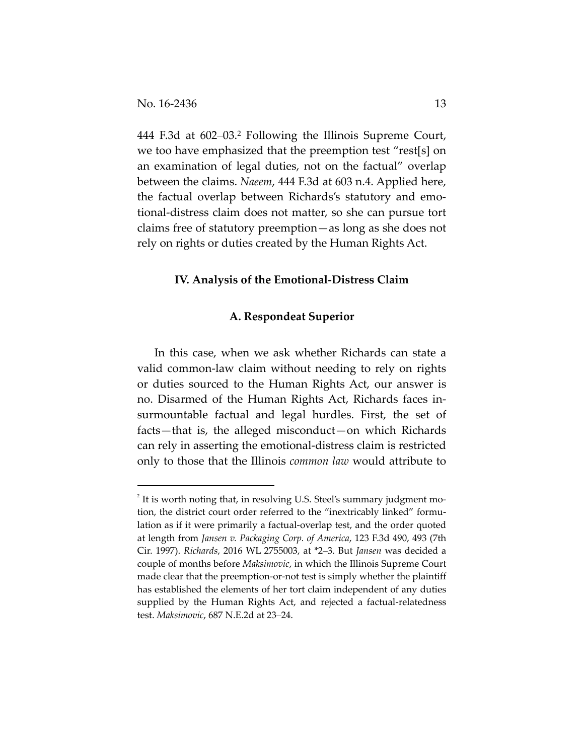444 F.3d at 602–03.[2] Following the Illinois Supreme Court, we too have emphasized that the preemption test "rest[s] on an examination of legal duties, not on the factual" overlap between the claims. *Naeem*, 444 F.3d at 603 n.4. Applied here, the factual overlap between Richards's statutory and emotional-distress claim does not matter, so she can pursue tort claims free of statutory preemption—as long as she does not rely on rights or duties created by the Human Rights Act.

## IV. Analysis of the Emotional-Distress Claim

### A. Respondeat Superior

In this case, when we ask whether Richards can state a valid common-law claim without needing to rely on rights or duties sourced to the Human Rights Act, our answer is no. Disarmed of the Human Rights Act, Richards faces insurmountable factual and legal hurdles. First, the set of facts—that is, the alleged misconduct—on which Richards can rely in asserting the emotional-distress claim is restricted only to those that the Illinois *common law* would attribute to

---

[2] It is worth noting that, in resolving U.S. Steel's summary judgment motion, the district court order referred to the "inextricably linked" formulation as if it were primarily a factual-overlap test, and the order quoted at length from *Jansen v. Packaging Corp. of America*, 123 F.3d 490, 493 (7th Cir. 1997). *Richards*, 2016 WL 2755003, at *2–3. But *Jansen* was decided a couple of months before *Maksimovic*, in which the Illinois Supreme Court made clear that the preemption-or-not test is simply whether the plaintiff has established the elements of her tort claim independent of any duties supplied by the Human Rights Act, and rejected a factual-relatedness test. *Maksimovic*, 687 N.E.2d at 23–24.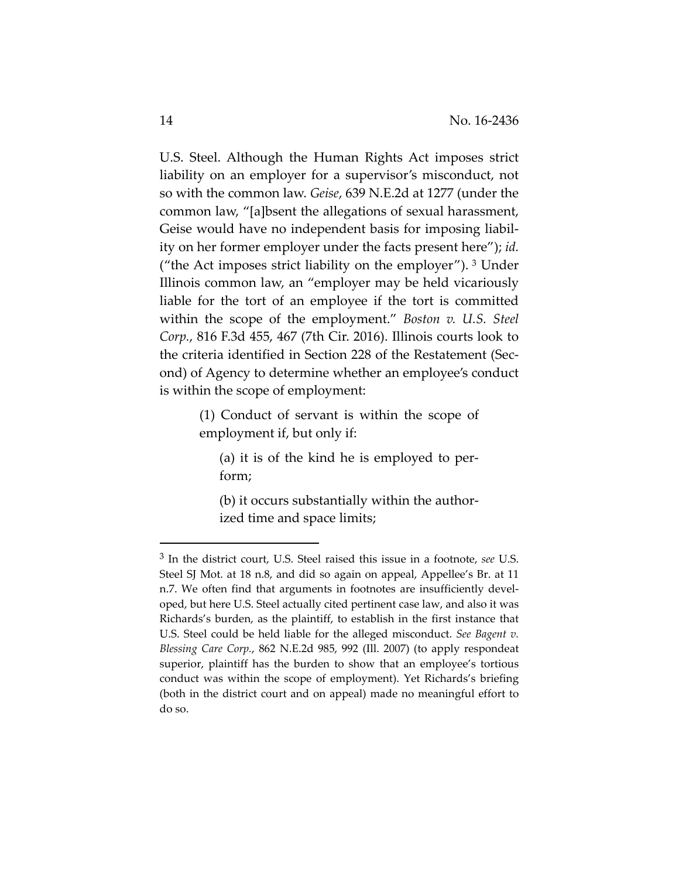U.S. Steel. Although the Human Rights Act imposes strict liability on an employer for a supervisor's misconduct, not so with the common law. *Geise*, 639 N.E.2d at 1277 (under the common law, "[a]bsent the allegations of sexual harassment, Geise would have no independent basis for imposing liability on her former employer under the facts present here"); *id.* ("the Act imposes strict liability on the employer").[3] Under Illinois common law, an "employer may be held vicariously liable for the tort of an employee if the tort is committed within the scope of the employment." *Boston v. U.S. Steel Corp.*, 816 F.3d 455, 467 (7th Cir. 2016). Illinois courts look to the criteria identified in Section 228 of the Restatement (Second) of Agency to determine whether an employee's conduct is within the scope of employment:

> (1) Conduct of servant is within the scope of employment if, but only if:
>
> > (a) it is of the kind he is employed to perform;
> >
> > (b) it occurs substantially within the authorized time and space limits;

---

[3] In the district court, U.S. Steel raised this issue in a footnote, *see* U.S. Steel SJ Mot. at 18 n.8, and did so again on appeal, Appellee's Br. at 11 n.7. We often find that arguments in footnotes are insufficiently developed, but here U.S. Steel actually cited pertinent case law, and also it was Richards's burden, as the plaintiff, to establish in the first instance that U.S. Steel could be held liable for the alleged misconduct. *See Bagent v. Blessing Care Corp.*, 862 N.E.2d 985, 992 (Ill. 2007) (to apply respondeat superior, plaintiff has the burden to show that an employee's tortious conduct was within the scope of employment). Yet Richards's briefing (both in the district court and on appeal) made no meaningful effort to do so.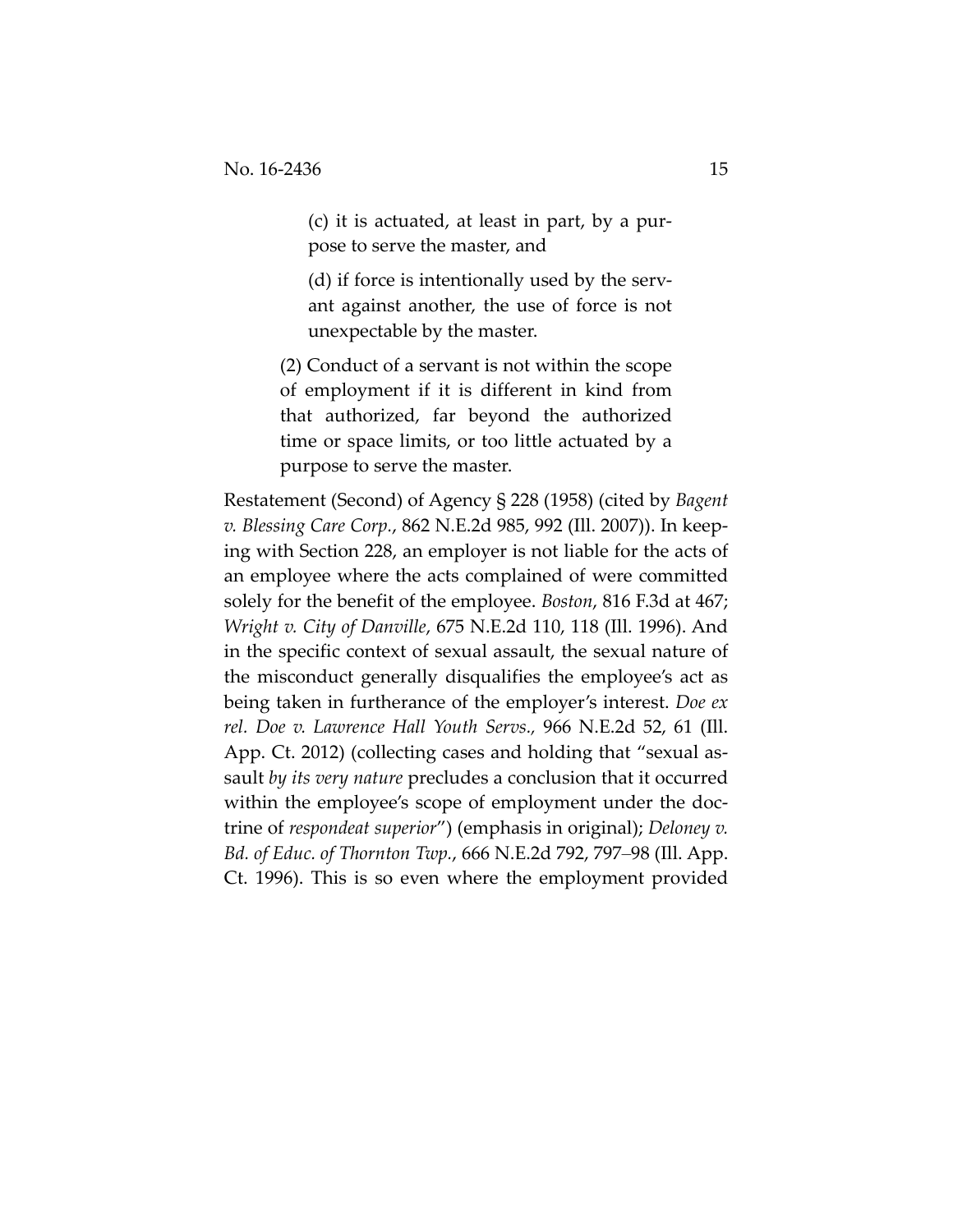> (c) it is actuated, at least in part, by a purpose to serve the master, and
>
> (d) if force is intentionally used by the servant against another, the use of force is not unexpectable by the master.
>
> (2) Conduct of a servant is not within the scope of employment if it is different in kind from that authorized, far beyond the authorized time or space limits, or too little actuated by a purpose to serve the master.

Restatement (Second) of Agency § 228 (1958) (cited by *Bagent v. Blessing Care Corp.*, 862 N.E.2d 985, 992 (Ill. 2007)). In keeping with Section 228, an employer is not liable for the acts of an employee where the acts complained of were committed solely for the benefit of the employee. *Boston*, 816 F.3d at 467; *Wright v. City of Danville*, 675 N.E.2d 110, 118 (Ill. 1996). And in the specific context of sexual assault, the sexual nature of the misconduct generally disqualifies the employee's act as being taken in furtherance of the employer's interest. *Doe ex rel. Doe v. Lawrence Hall Youth Servs.*, 966 N.E.2d 52, 61 (Ill. App. Ct. 2012) (collecting cases and holding that "sexual assault *by its very nature* precludes a conclusion that it occurred within the employee's scope of employment under the doctrine of *respondeat superior*") (emphasis in original); *Deloney v. Bd. of Educ. of Thornton Twp.*, 666 N.E.2d 792, 797–98 (Ill. App. Ct. 1996). This is so even where the employment provided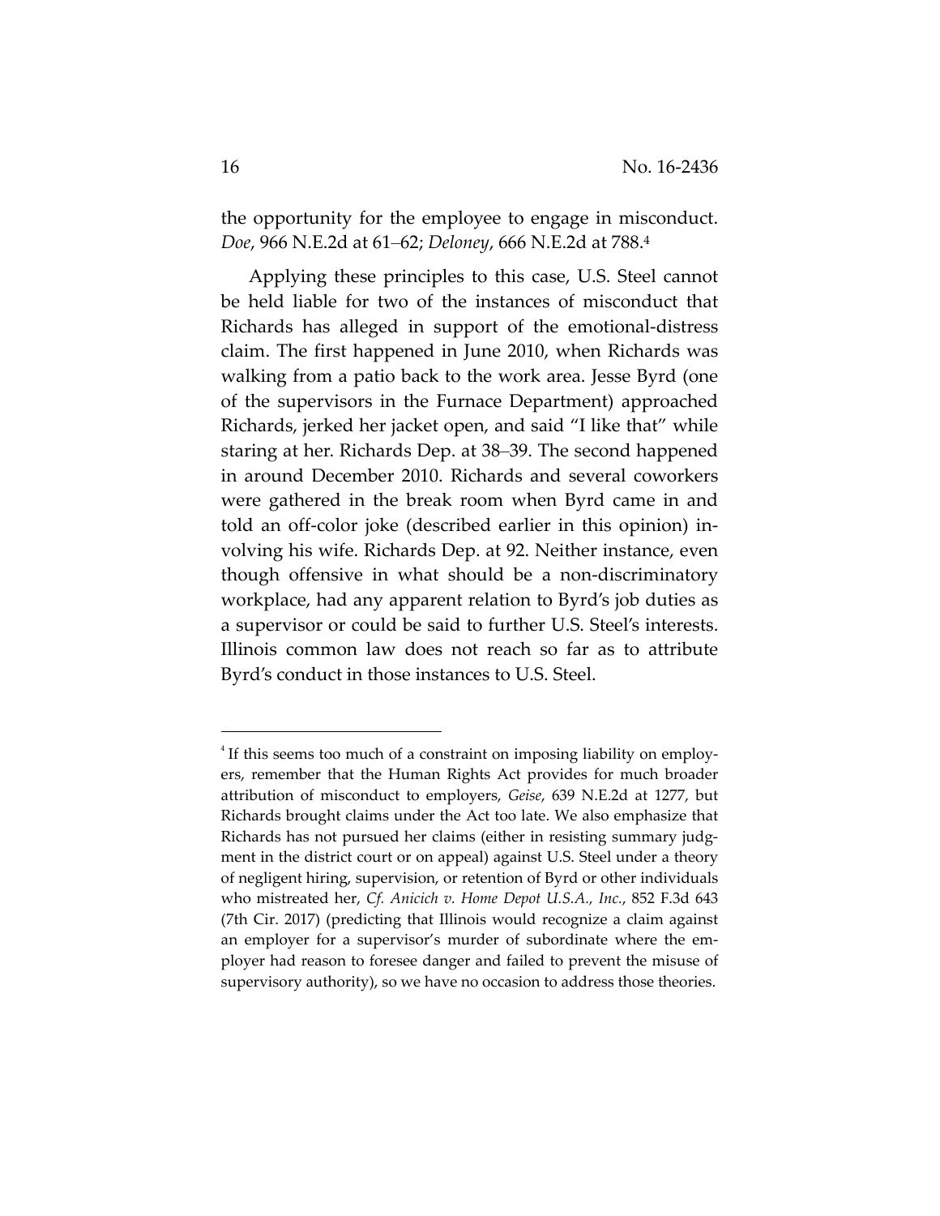the opportunity for the employee to engage in misconduct. *Doe*, 966 N.E.2d at 61–62; *Deloney*, 666 N.E.2d at 788.[4]

Applying these principles to this case, U.S. Steel cannot be held liable for two of the instances of misconduct that Richards has alleged in support of the emotional-distress claim. The first happened in June 2010, when Richards was walking from a patio back to the work area. Jesse Byrd (one of the supervisors in the Furnace Department) approached Richards, jerked her jacket open, and said "I like that" while staring at her. Richards Dep. at 38–39. The second happened in around December 2010. Richards and several coworkers were gathered in the break room when Byrd came in and told an off-color joke (described earlier in this opinion) involving his wife. Richards Dep. at 92. Neither instance, even though offensive in what should be a non-discriminatory workplace, had any apparent relation to Byrd's job duties as a supervisor or could be said to further U.S. Steel's interests. Illinois common law does not reach so far as to attribute Byrd's conduct in those instances to U.S. Steel.

---

[4] If this seems too much of a constraint on imposing liability on employers, remember that the Human Rights Act provides for much broader attribution of misconduct to employers, *Geise*, 639 N.E.2d at 1277, but Richards brought claims under the Act too late. We also emphasize that Richards has not pursued her claims (either in resisting summary judgment in the district court or on appeal) against U.S. Steel under a theory of negligent hiring, supervision, or retention of Byrd or other individuals who mistreated her, *Cf. Anicich v. Home Depot U.S.A., Inc.*, 852 F.3d 643 (7th Cir. 2017) (predicting that Illinois would recognize a claim against an employer for a supervisor's murder of subordinate where the employer had reason to foresee danger and failed to prevent the misuse of supervisory authority), so we have no occasion to address those theories.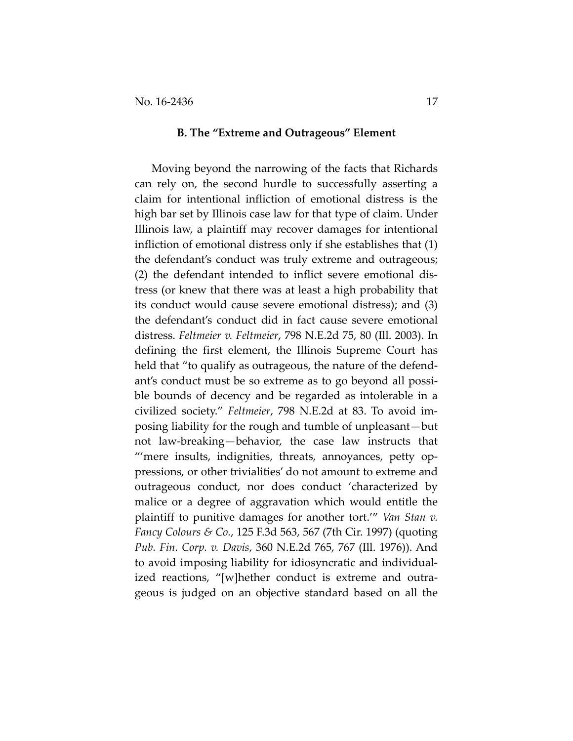### B. The "Extreme and Outrageous" Element

Moving beyond the narrowing of the facts that Richards can rely on, the second hurdle to successfully asserting a claim for intentional infliction of emotional distress is the high bar set by Illinois case law for that type of claim. Under Illinois law, a plaintiff may recover damages for intentional infliction of emotional distress only if she establishes that (1) the defendant's conduct was truly extreme and outrageous; (2) the defendant intended to inflict severe emotional distress (or knew that there was at least a high probability that its conduct would cause severe emotional distress); and (3) the defendant's conduct did in fact cause severe emotional distress. *Feltmeier v. Feltmeier*, 798 N.E.2d 75, 80 (Ill. 2003). In defining the first element, the Illinois Supreme Court has held that "to qualify as outrageous, the nature of the defendant's conduct must be so extreme as to go beyond all possible bounds of decency and be regarded as intolerable in a civilized society." *Feltmeier*, 798 N.E.2d at 83. To avoid imposing liability for the rough and tumble of unpleasant—but not law-breaking—behavior, the case law instructs that "'mere insults, indignities, threats, annoyances, petty oppressions, or other trivialities' do not amount to extreme and outrageous conduct, nor does conduct 'characterized by malice or a degree of aggravation which would entitle the plaintiff to punitive damages for another tort.'" *Van Stan v. Fancy Colours & Co.*, 125 F.3d 563, 567 (7th Cir. 1997) (quoting *Pub. Fin. Corp. v. Davis*, 360 N.E.2d 765, 767 (Ill. 1976)). And to avoid imposing liability for idiosyncratic and individualized reactions, "[w]hether conduct is extreme and outrageous is judged on an objective standard based on all the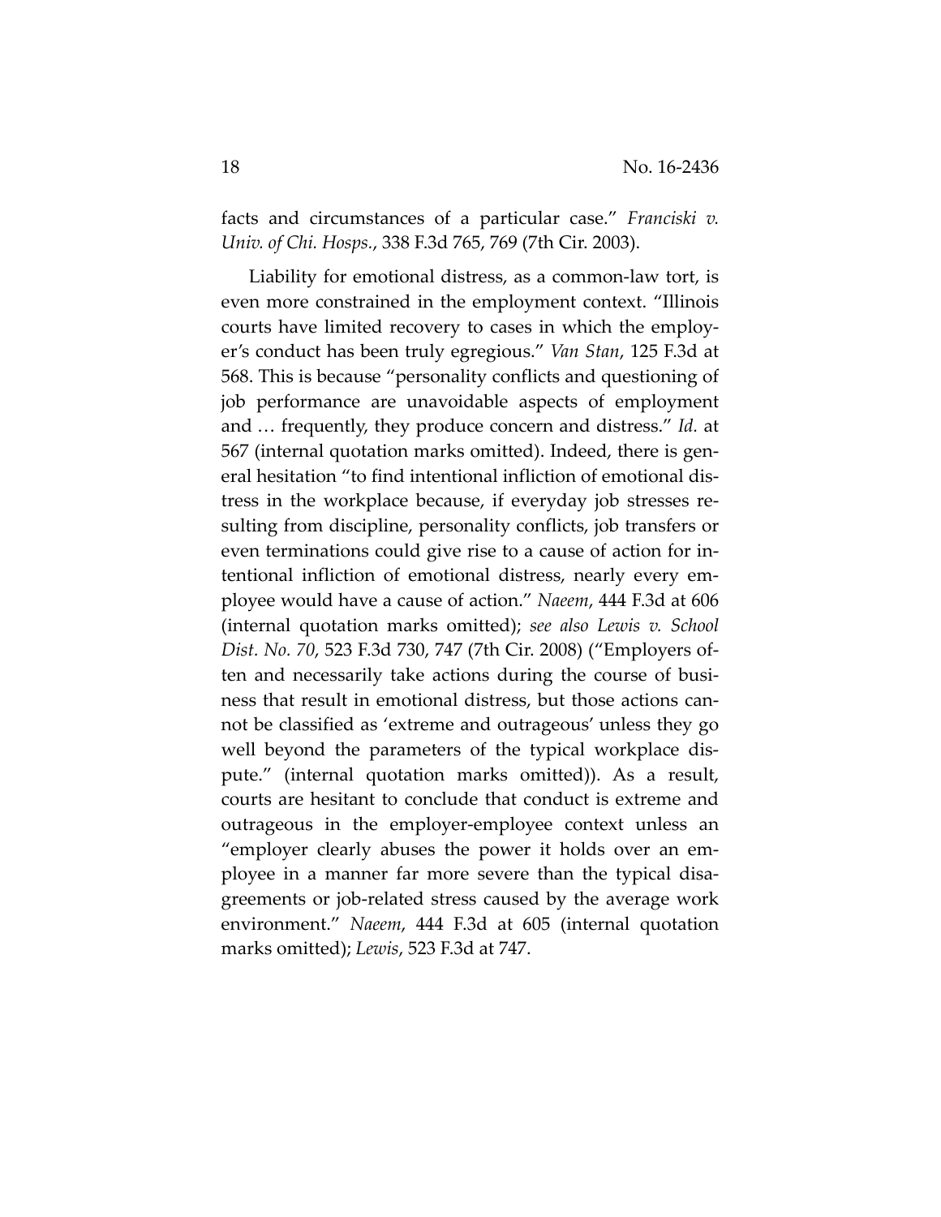facts and circumstances of a particular case." *Franciski v. Univ. of Chi. Hosps.*, 338 F.3d 765, 769 (7th Cir. 2003).

Liability for emotional distress, as a common-law tort, is even more constrained in the employment context. "Illinois courts have limited recovery to cases in which the employer's conduct has been truly egregious." *Van Stan*, 125 F.3d at 568. This is because "personality conflicts and questioning of job performance are unavoidable aspects of employment and … frequently, they produce concern and distress." *Id.* at 567 (internal quotation marks omitted). Indeed, there is general hesitation "to find intentional infliction of emotional distress in the workplace because, if everyday job stresses resulting from discipline, personality conflicts, job transfers or even terminations could give rise to a cause of action for intentional infliction of emotional distress, nearly every employee would have a cause of action." *Naeem*, 444 F.3d at 606 (internal quotation marks omitted); *see also Lewis v. School Dist. No. 70*, 523 F.3d 730, 747 (7th Cir. 2008) ("Employers often and necessarily take actions during the course of business that result in emotional distress, but those actions cannot be classified as 'extreme and outrageous' unless they go well beyond the parameters of the typical workplace dispute." (internal quotation marks omitted)). As a result, courts are hesitant to conclude that conduct is extreme and outrageous in the employer-employee context unless an "employer clearly abuses the power it holds over an employee in a manner far more severe than the typical disagreements or job-related stress caused by the average work environment." *Naeem*, 444 F.3d at 605 (internal quotation marks omitted); *Lewis*, 523 F.3d at 747.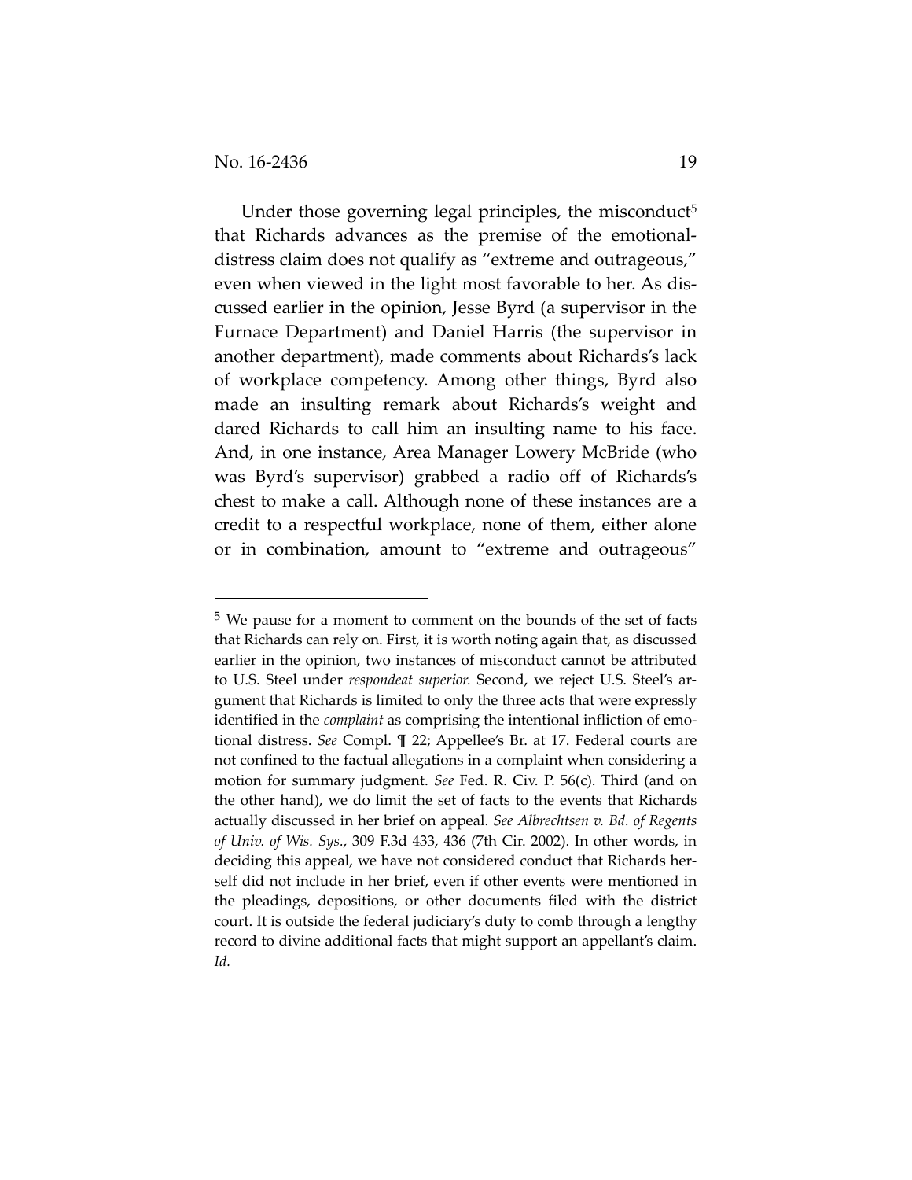Under those governing legal principles, the misconduct[5] that Richards advances as the premise of the emotional-distress claim does not qualify as "extreme and outrageous," even when viewed in the light most favorable to her. As discussed earlier in the opinion, Jesse Byrd (a supervisor in the Furnace Department) and Daniel Harris (the supervisor in another department), made comments about Richards's lack of workplace competency. Among other things, Byrd also made an insulting remark about Richards's weight and dared Richards to call him an insulting name to his face. And, in one instance, Area Manager Lowery McBride (who was Byrd's supervisor) grabbed a radio off of Richards's chest to make a call. Although none of these instances are a credit to a respectful workplace, none of them, either alone or in combination, amount to "extreme and outrageous"

---

[5] We pause for a moment to comment on the bounds of the set of facts that Richards can rely on. First, it is worth noting again that, as discussed earlier in the opinion, two instances of misconduct cannot be attributed to U.S. Steel under *respondeat superior.* Second, we reject U.S. Steel's argument that Richards is limited to only the three acts that were expressly identified in the *complaint* as comprising the intentional infliction of emotional distress. *See* Compl. ¶ 22; Appellee's Br. at 17. Federal courts are not confined to the factual allegations in a complaint when considering a motion for summary judgment. *See* Fed. R. Civ. P. 56(c). Third (and on the other hand), we do limit the set of facts to the events that Richards actually discussed in her brief on appeal. *See Albrechtsen v. Bd. of Regents of Univ. of Wis. Sys.*, 309 F.3d 433, 436 (7th Cir. 2002). In other words, in deciding this appeal, we have not considered conduct that Richards herself did not include in her brief, even if other events were mentioned in the pleadings, depositions, or other documents filed with the district court. It is outside the federal judiciary's duty to comb through a lengthy record to divine additional facts that might support an appellant's claim. *Id.*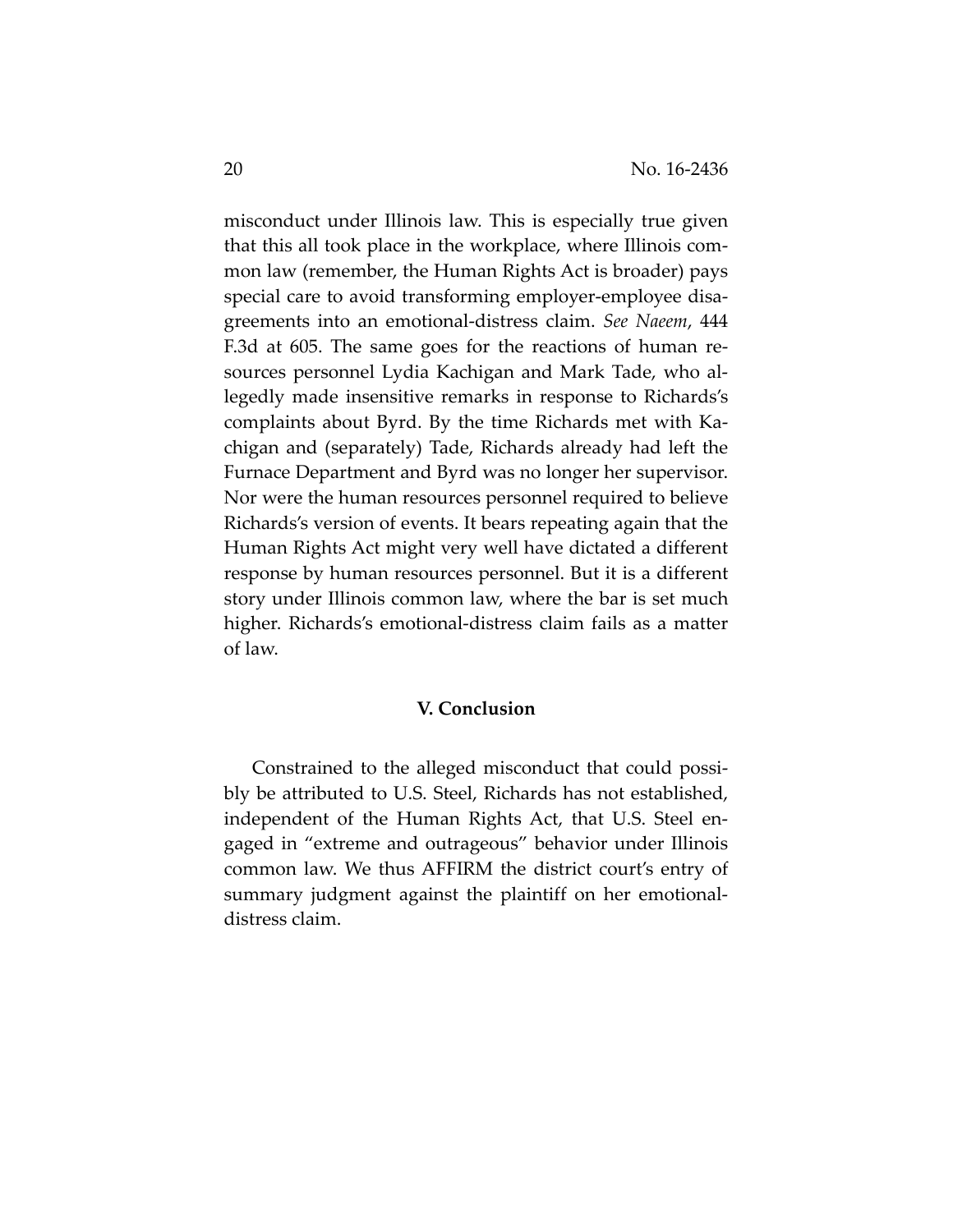misconduct under Illinois law. This is especially true given that this all took place in the workplace, where Illinois common law (remember, the Human Rights Act is broader) pays special care to avoid transforming employer-employee disagreements into an emotional-distress claim. *See Naeem*, 444 F.3d at 605. The same goes for the reactions of human resources personnel Lydia Kachigan and Mark Tade, who allegedly made insensitive remarks in response to Richards's complaints about Byrd. By the time Richards met with Kachigan and (separately) Tade, Richards already had left the Furnace Department and Byrd was no longer her supervisor. Nor were the human resources personnel required to believe Richards's version of events. It bears repeating again that the Human Rights Act might very well have dictated a different response by human resources personnel. But it is a different story under Illinois common law, where the bar is set much higher. Richards's emotional-distress claim fails as a matter of law.

## V. Conclusion

Constrained to the alleged misconduct that could possibly be attributed to U.S. Steel, Richards has not established, independent of the Human Rights Act, that U.S. Steel engaged in "extreme and outrageous" behavior under Illinois common law. We thus AFFIRM the district court's entry of summary judgment against the plaintiff on her emotional-distress claim.